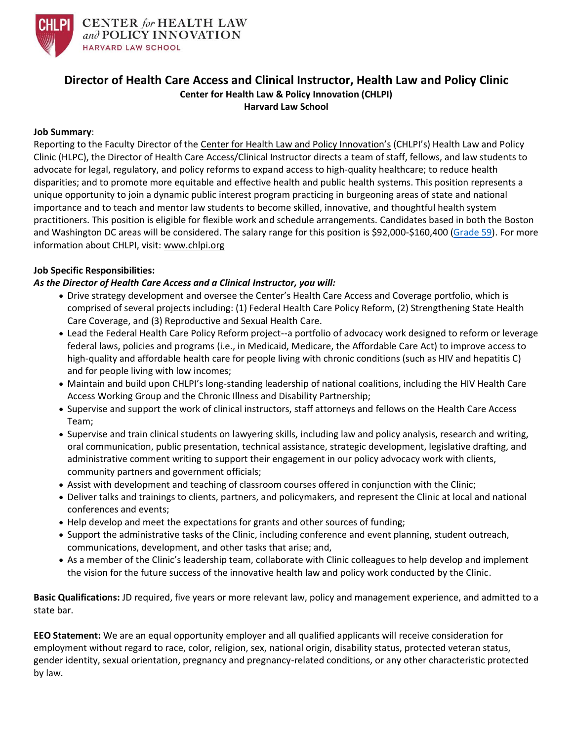CHLPI CENTER *for* HEALTH LAW *and* POLICY INNOVATION
HARVARD LAW SCHOOL

# Director of Health Care Access and Clinical Instructor, Health Law and Policy Clinic

**Center for Health Law & Policy Innovation (CHLPI)**
**Harvard Law School**

**Job Summary**:
Reporting to the Faculty Director of the Center for Health Law and Policy Innovation's (CHLPI's) Health Law and Policy Clinic (HLPC), the Director of Health Care Access/Clinical Instructor directs a team of staff, fellows, and law students to advocate for legal, regulatory, and policy reforms to expand access to high-quality healthcare; to reduce health disparities; and to promote more equitable and effective health and public health systems. This position represents a unique opportunity to join a dynamic public interest program practicing in burgeoning areas of state and national importance and to teach and mentor law students to become skilled, innovative, and thoughtful health system practitioners. This position is eligible for flexible work and schedule arrangements. Candidates based in both the Boston and Washington DC areas will be considered. The salary range for this position is $92,000-$160,400 (Grade 59). For more information about CHLPI, visit: www.chlpi.org

**Job Specific Responsibilities:**
***As the Director of Health Care Access and a Clinical Instructor, you will:***

- Drive strategy development and oversee the Center's Health Care Access and Coverage portfolio, which is comprised of several projects including: (1) Federal Health Care Policy Reform, (2) Strengthening State Health Care Coverage, and (3) Reproductive and Sexual Health Care.
- Lead the Federal Health Care Policy Reform project--a portfolio of advocacy work designed to reform or leverage federal laws, policies and programs (i.e., in Medicaid, Medicare, the Affordable Care Act) to improve access to high-quality and affordable health care for people living with chronic conditions (such as HIV and hepatitis C) and for people living with low incomes;
- Maintain and build upon CHLPI's long-standing leadership of national coalitions, including the HIV Health Care Access Working Group and the Chronic Illness and Disability Partnership;
- Supervise and support the work of clinical instructors, staff attorneys and fellows on the Health Care Access Team;
- Supervise and train clinical students on lawyering skills, including law and policy analysis, research and writing, oral communication, public presentation, technical assistance, strategic development, legislative drafting, and administrative comment writing to support their engagement in our policy advocacy work with clients, community partners and government officials;
- Assist with development and teaching of classroom courses offered in conjunction with the Clinic;
- Deliver talks and trainings to clients, partners, and policymakers, and represent the Clinic at local and national conferences and events;
- Help develop and meet the expectations for grants and other sources of funding;
- Support the administrative tasks of the Clinic, including conference and event planning, student outreach, communications, development, and other tasks that arise; and,
- As a member of the Clinic's leadership team, collaborate with Clinic colleagues to help develop and implement the vision for the future success of the innovative health law and policy work conducted by the Clinic.

**Basic Qualifications:** JD required, five years or more relevant law, policy and management experience, and admitted to a state bar.

**EEO Statement:** We are an equal opportunity employer and all qualified applicants will receive consideration for employment without regard to race, color, religion, sex, national origin, disability status, protected veteran status, gender identity, sexual orientation, pregnancy and pregnancy-related conditions, or any other characteristic protected by law.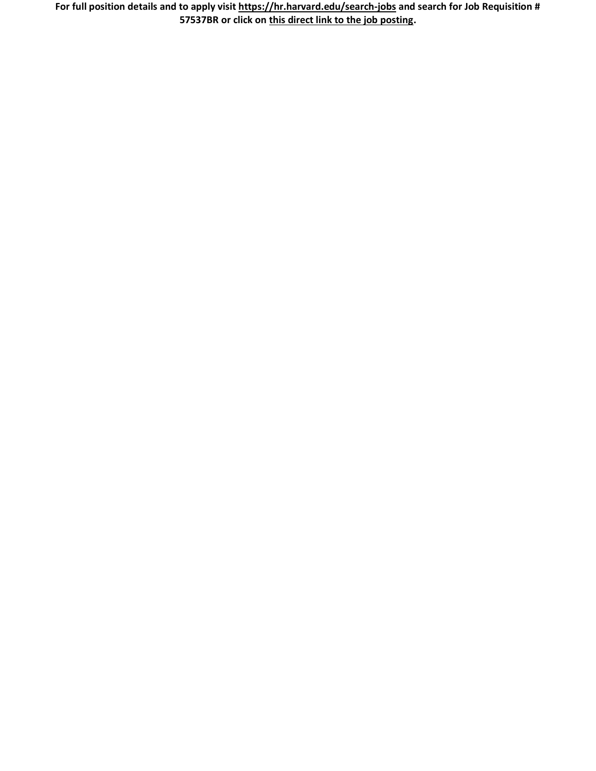**For full position details and to apply visit https://hr.harvard.edu/search-jobs and search for Job Requisition # 57537BR or click on this direct link to the job posting.**